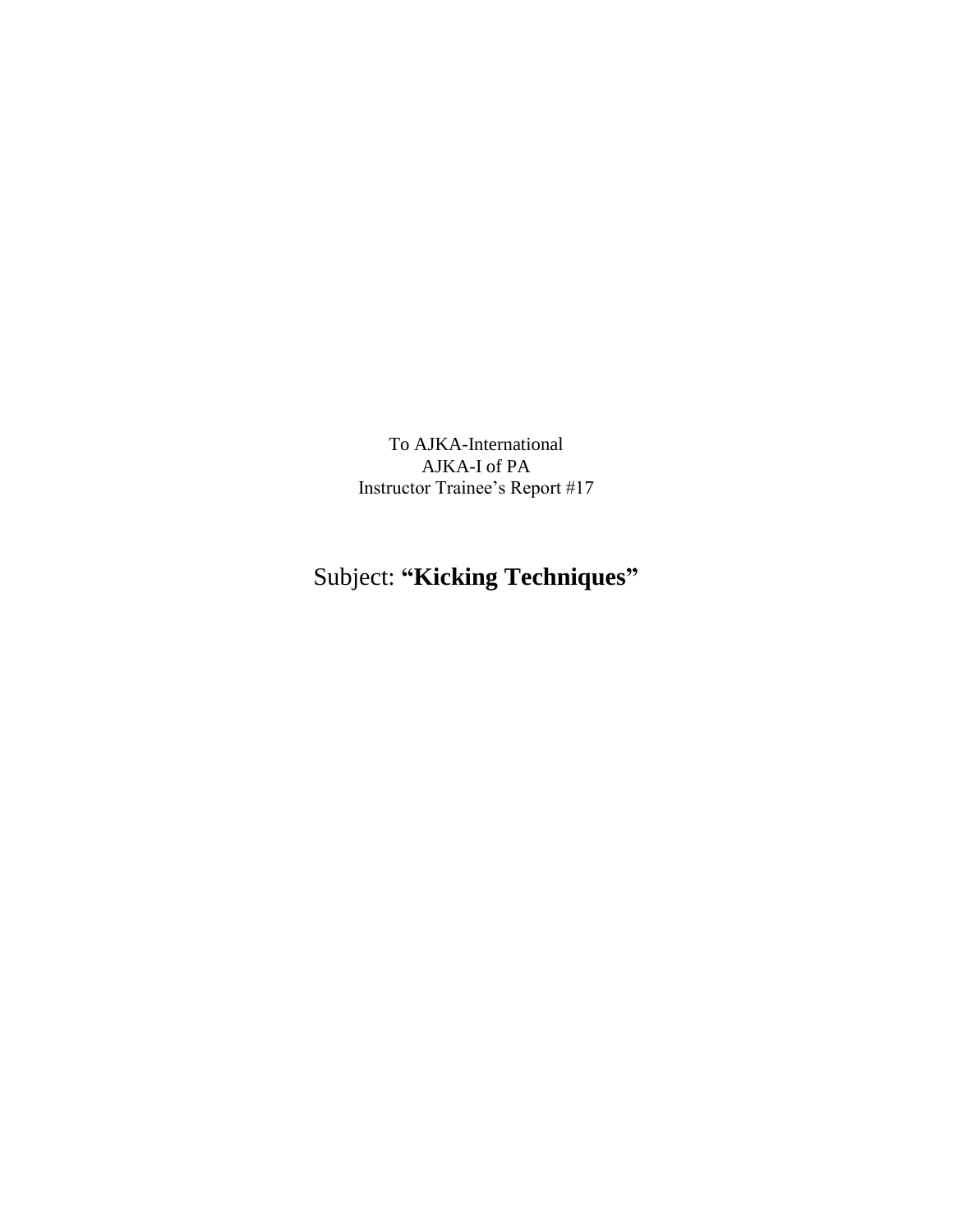To AJKA-International
AJKA-I of PA
Instructor Trainee's Report #17

# Subject: **"Kicking Techniques"**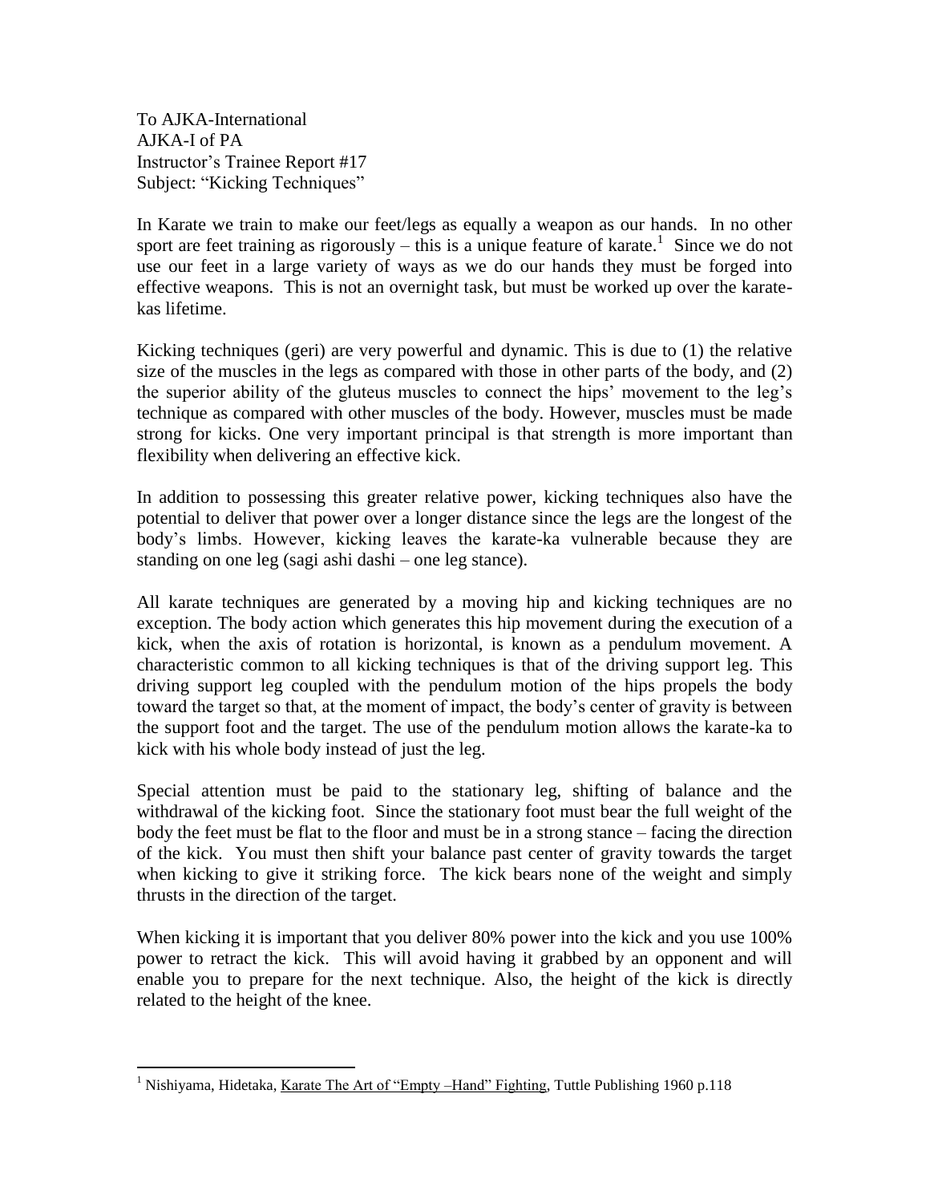To AJKA-International
AJKA-I of PA
Instructor's Trainee Report #17
Subject: "Kicking Techniques"

In Karate we train to make our feet/legs as equally a weapon as our hands. In no other sport are feet training as rigorously – this is a unique feature of karate.[1] Since we do not use our feet in a large variety of ways as we do our hands they must be forged into effective weapons. This is not an overnight task, but must be worked up over the karate-kas lifetime.

Kicking techniques (geri) are very powerful and dynamic. This is due to (1) the relative size of the muscles in the legs as compared with those in other parts of the body, and (2) the superior ability of the gluteus muscles to connect the hips' movement to the leg's technique as compared with other muscles of the body. However, muscles must be made strong for kicks. One very important principal is that strength is more important than flexibility when delivering an effective kick.

In addition to possessing this greater relative power, kicking techniques also have the potential to deliver that power over a longer distance since the legs are the longest of the body's limbs. However, kicking leaves the karate-ka vulnerable because they are standing on one leg (sagi ashi dashi – one leg stance).

All karate techniques are generated by a moving hip and kicking techniques are no exception. The body action which generates this hip movement during the execution of a kick, when the axis of rotation is horizontal, is known as a pendulum movement. A characteristic common to all kicking techniques is that of the driving support leg. This driving support leg coupled with the pendulum motion of the hips propels the body toward the target so that, at the moment of impact, the body's center of gravity is between the support foot and the target. The use of the pendulum motion allows the karate-ka to kick with his whole body instead of just the leg.

Special attention must be paid to the stationary leg, shifting of balance and the withdrawal of the kicking foot. Since the stationary foot must bear the full weight of the body the feet must be flat to the floor and must be in a strong stance – facing the direction of the kick. You must then shift your balance past center of gravity towards the target when kicking to give it striking force. The kick bears none of the weight and simply thrusts in the direction of the target.

When kicking it is important that you deliver 80% power into the kick and you use 100% power to retract the kick. This will avoid having it grabbed by an opponent and will enable you to prepare for the next technique. Also, the height of the kick is directly related to the height of the knee.

---

[1] Nishiyama, Hidetaka, Karate The Art of "Empty –Hand" Fighting, Tuttle Publishing 1960 p.118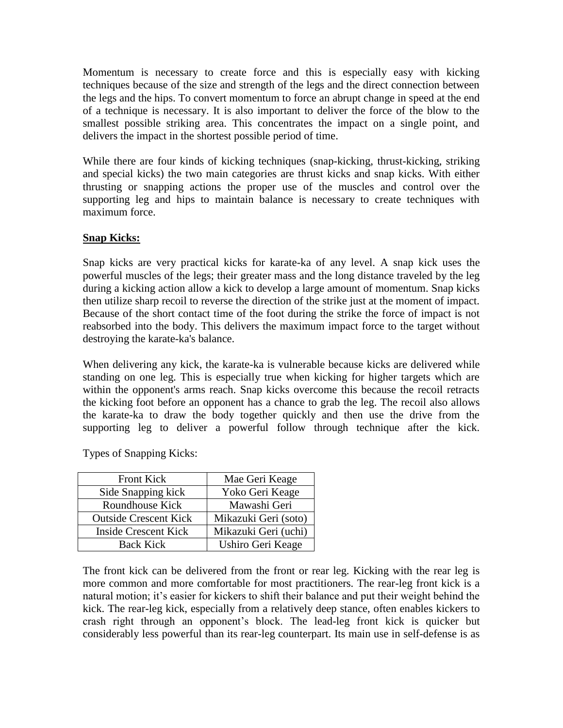Momentum is necessary to create force and this is especially easy with kicking techniques because of the size and strength of the legs and the direct connection between the legs and the hips. To convert momentum to force an abrupt change in speed at the end of a technique is necessary. It is also important to deliver the force of the blow to the smallest possible striking area. This concentrates the impact on a single point, and delivers the impact in the shortest possible period of time.

While there are four kinds of kicking techniques (snap-kicking, thrust-kicking, striking and special kicks) the two main categories are thrust kicks and snap kicks. With either thrusting or snapping actions the proper use of the muscles and control over the supporting leg and hips to maintain balance is necessary to create techniques with maximum force.

**Snap Kicks:**

Snap kicks are very practical kicks for karate-ka of any level. A snap kick uses the powerful muscles of the legs; their greater mass and the long distance traveled by the leg during a kicking action allow a kick to develop a large amount of momentum. Snap kicks then utilize sharp recoil to reverse the direction of the strike just at the moment of impact. Because of the short contact time of the foot during the strike the force of impact is not reabsorbed into the body. This delivers the maximum impact force to the target without destroying the karate-ka's balance.

When delivering any kick, the karate-ka is vulnerable because kicks are delivered while standing on one leg. This is especially true when kicking for higher targets which are within the opponent's arms reach. Snap kicks overcome this because the recoil retracts the kicking foot before an opponent has a chance to grab the leg. The recoil also allows the karate-ka to draw the body together quickly and then use the drive from the supporting leg to deliver a powerful follow through technique after the kick.

Types of Snapping Kicks:

| | |
|---|---|
| Front Kick | Mae Geri Keage |
| Side Snapping kick | Yoko Geri Keage |
| Roundhouse Kick | Mawashi Geri |
| Outside Crescent Kick | Mikazuki Geri (soto) |
| Inside Crescent Kick | Mikazuki Geri (uchi) |
| Back Kick | Ushiro Geri Keage |

The front kick can be delivered from the front or rear leg. Kicking with the rear leg is more common and more comfortable for most practitioners. The rear-leg front kick is a natural motion; it's easier for kickers to shift their balance and put their weight behind the kick. The rear-leg kick, especially from a relatively deep stance, often enables kickers to crash right through an opponent's block. The lead-leg front kick is quicker but considerably less powerful than its rear-leg counterpart. Its main use in self-defense is as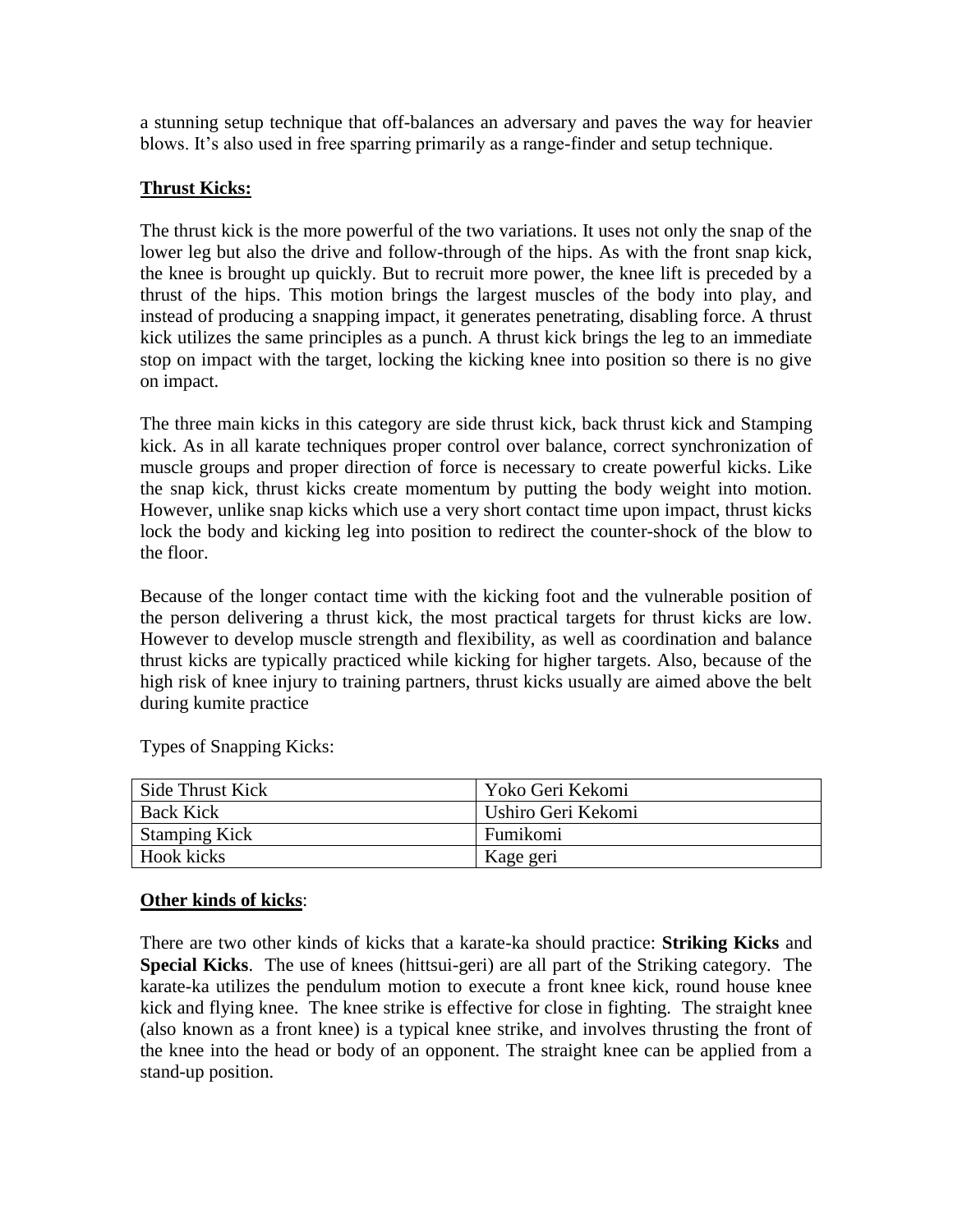a stunning setup technique that off-balances an adversary and paves the way for heavier blows. It's also used in free sparring primarily as a range-finder and setup technique.

**Thrust Kicks:**

The thrust kick is the more powerful of the two variations. It uses not only the snap of the lower leg but also the drive and follow-through of the hips. As with the front snap kick, the knee is brought up quickly. But to recruit more power, the knee lift is preceded by a thrust of the hips. This motion brings the largest muscles of the body into play, and instead of producing a snapping impact, it generates penetrating, disabling force. A thrust kick utilizes the same principles as a punch. A thrust kick brings the leg to an immediate stop on impact with the target, locking the kicking knee into position so there is no give on impact.

The three main kicks in this category are side thrust kick, back thrust kick and Stamping kick. As in all karate techniques proper control over balance, correct synchronization of muscle groups and proper direction of force is necessary to create powerful kicks. Like the snap kick, thrust kicks create momentum by putting the body weight into motion. However, unlike snap kicks which use a very short contact time upon impact, thrust kicks lock the body and kicking leg into position to redirect the counter-shock of the blow to the floor.

Because of the longer contact time with the kicking foot and the vulnerable position of the person delivering a thrust kick, the most practical targets for thrust kicks are low. However to develop muscle strength and flexibility, as well as coordination and balance thrust kicks are typically practiced while kicking for higher targets. Also, because of the high risk of knee injury to training partners, thrust kicks usually are aimed above the belt during kumite practice

Types of Snapping Kicks:

| Side Thrust Kick | Yoko Geri Kekomi |
|---|---|
| Back Kick | Ushiro Geri Kekomi |
| Stamping Kick | Fumikomi |
| Hook kicks | Kage geri |

**Other kinds of kicks**:

There are two other kinds of kicks that a karate-ka should practice: **Striking Kicks** and **Special Kicks**. The use of knees (hittsui-geri) are all part of the Striking category. The karate-ka utilizes the pendulum motion to execute a front knee kick, round house knee kick and flying knee. The knee strike is effective for close in fighting. The straight knee (also known as a front knee) is a typical knee strike, and involves thrusting the front of the knee into the head or body of an opponent. The straight knee can be applied from a stand-up position.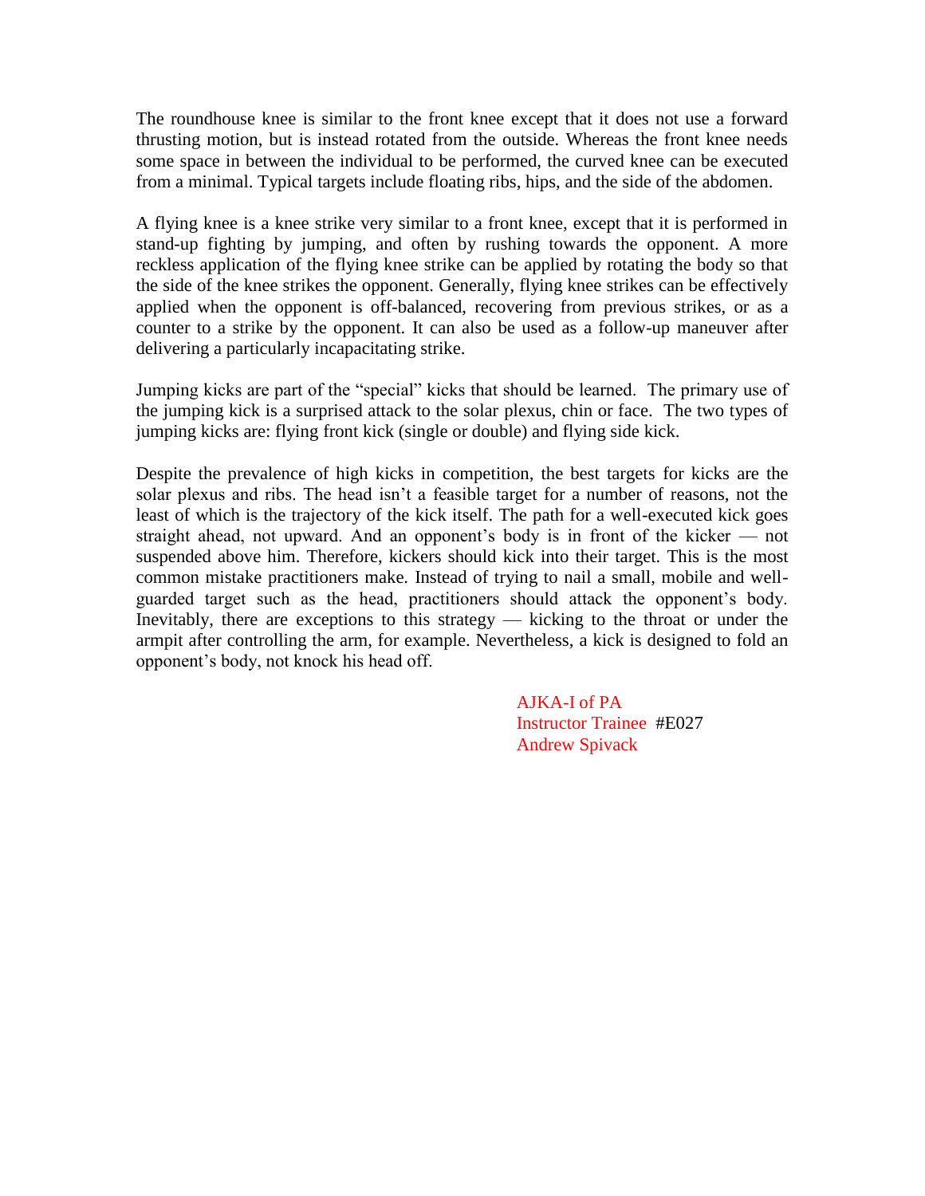The roundhouse knee is similar to the front knee except that it does not use a forward thrusting motion, but is instead rotated from the outside. Whereas the front knee needs some space in between the individual to be performed, the curved knee can be executed from a minimal. Typical targets include floating ribs, hips, and the side of the abdomen.

A flying knee is a knee strike very similar to a front knee, except that it is performed in stand-up fighting by jumping, and often by rushing towards the opponent. A more reckless application of the flying knee strike can be applied by rotating the body so that the side of the knee strikes the opponent. Generally, flying knee strikes can be effectively applied when the opponent is off-balanced, recovering from previous strikes, or as a counter to a strike by the opponent. It can also be used as a follow-up maneuver after delivering a particularly incapacitating strike.

Jumping kicks are part of the "special" kicks that should be learned. The primary use of the jumping kick is a surprised attack to the solar plexus, chin or face. The two types of jumping kicks are: flying front kick (single or double) and flying side kick.

Despite the prevalence of high kicks in competition, the best targets for kicks are the solar plexus and ribs. The head isn't a feasible target for a number of reasons, not the least of which is the trajectory of the kick itself. The path for a well-executed kick goes straight ahead, not upward. And an opponent's body is in front of the kicker — not suspended above him. Therefore, kickers should kick into their target. This is the most common mistake practitioners make. Instead of trying to nail a small, mobile and well-guarded target such as the head, practitioners should attack the opponent's body. Inevitably, there are exceptions to this strategy — kicking to the throat or under the armpit after controlling the arm, for example. Nevertheless, a kick is designed to fold an opponent's body, not knock his head off.

AJKA-I of PA
Instructor Trainee #E027
Andrew Spivack